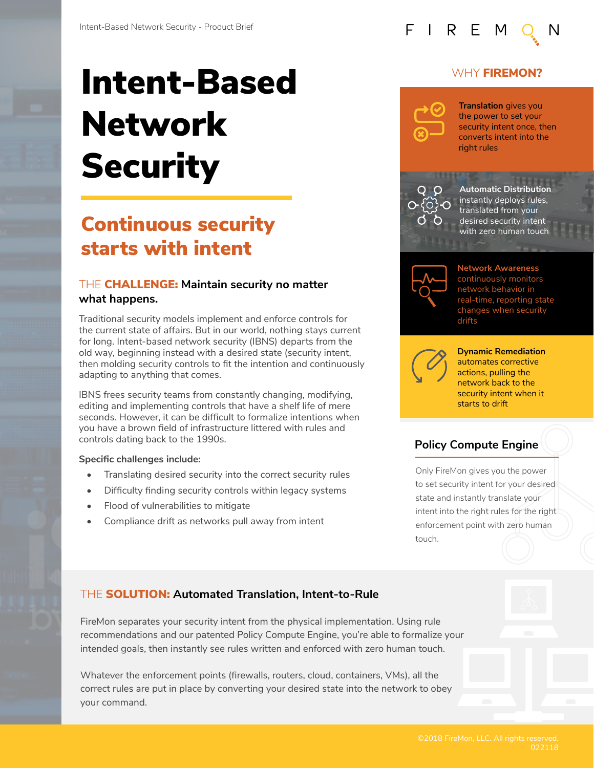# Intent-Based Network Security

## Continuous security starts with intent

### THE CHALLENGE: Maintain security no matter what happens.

Traditional security models implement and enforce controls for the current state of affairs. But in our world, nothing stays current for long. Intent-based network security (IBNS) departs from the old way, beginning instead with a desired state (security intent, then molding security controls to fit the intention and continuously adapting to anything that comes.

IBNS frees security teams from constantly changing, modifying, editing and implementing controls that have a shelf life of mere seconds. However, it can be difficult to formalize intentions when you have a brown field of infrastructure littered with rules and controls dating back to the 1990s.

**Specific challenges include:**

- Translating desired security into the correct security rules
- Difficulty finding security controls within legacy systems
- Flood of vulnerabilities to mitigate
- Compliance drift as networks pull away from intent

## WHY FIREMON?

**Translation** gives you the power to set your security intent once, then converts intent into the right rules

**Automatic Distribution** instantly deploys rules, translated from your desired security intent with zero human touch

**Network Awareness** continuously monitors network behavior in real-time, reporting state changes when security drifts

**Dynamic Remediation** automates corrective actions, pulling the network back to the security intent when it starts to drift

### Policy Compute Engine

Only FireMon gives you the power to set security intent for your desired state and instantly translate your intent into the right rules for the right enforcement point with zero human touch.

### THE SOLUTION: Automated Translation, Intent-to-Rule

FireMon separates your security intent from the physical implementation. Using rule recommendations and our patented Policy Compute Engine, you're able to formalize your intended goals, then instantly see rules written and enforced with zero human touch.

Whatever the enforcement points (firewalls, routers, cloud, containers, VMs), all the correct rules are put in place by converting your desired state into the network to obey your command.

©2018 FireMon, LLC. All rights reserved.
022118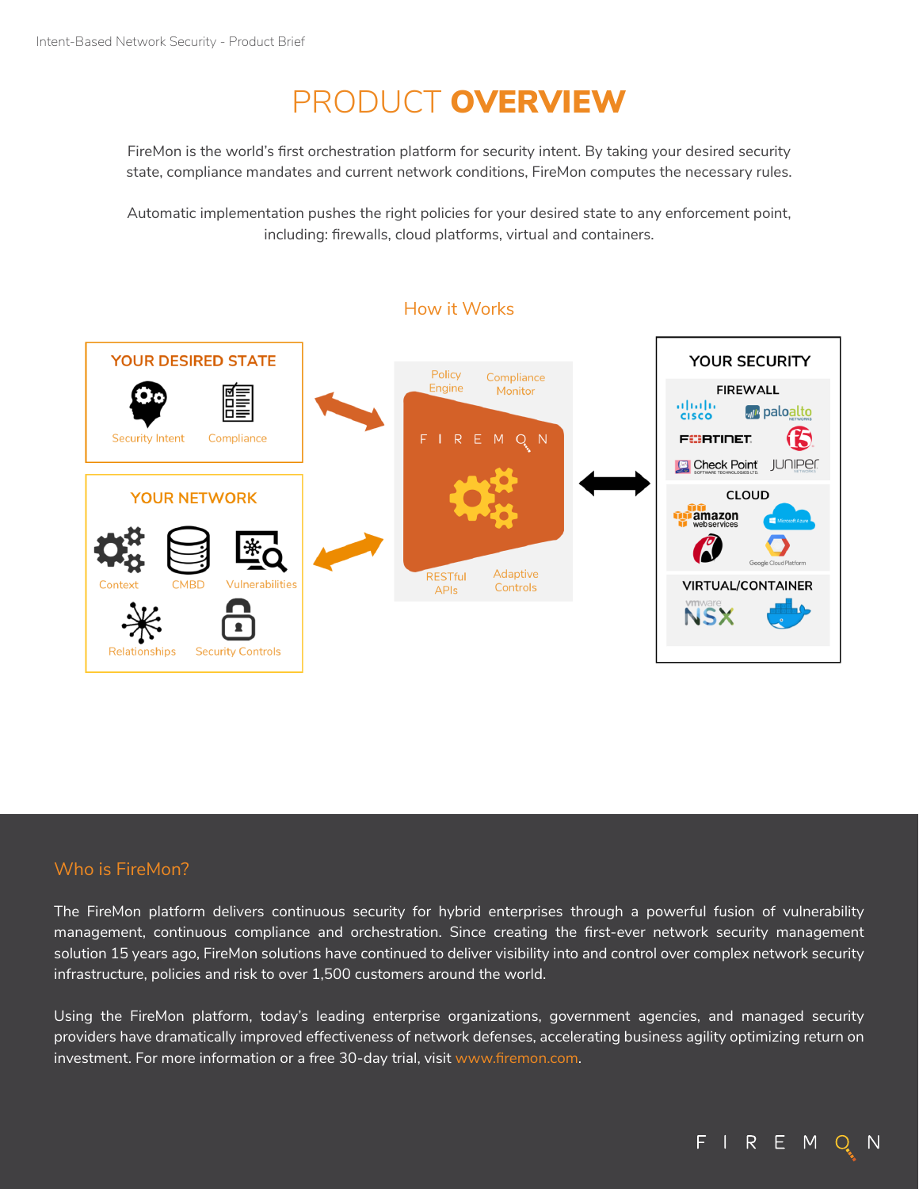# PRODUCT **OVERVIEW**

FireMon is the world's first orchestration platform for security intent. By taking your desired security state, compliance mandates and current network conditions, FireMon computes the necessary rules.

Automatic implementation pushes the right policies for your desired state to any enforcement point, including: firewalls, cloud platforms, virtual and containers.

## How it Works

YOUR DESIRED STATE

Security Intent

Compliance

YOUR NETWORK

Context

CMBD

Vulnerabilities

Relationships

Security Controls

Policy Engine

Compliance Monitor

FIREMON

RESTful APIs

Adaptive Controls

YOUR SECURITY

FIREWALL

CLOUD

VIRTUAL/CONTAINER

## Who is FireMon?

The FireMon platform delivers continuous security for hybrid enterprises through a powerful fusion of vulnerability management, continuous compliance and orchestration. Since creating the first-ever network security management solution 15 years ago, FireMon solutions have continued to deliver visibility into and control over complex network security infrastructure, policies and risk to over 1,500 customers around the world.

Using the FireMon platform, today's leading enterprise organizations, government agencies, and managed security providers have dramatically improved effectiveness of network defenses, accelerating business agility optimizing return on investment. For more information or a free 30-day trial, visit www.firemon.com.